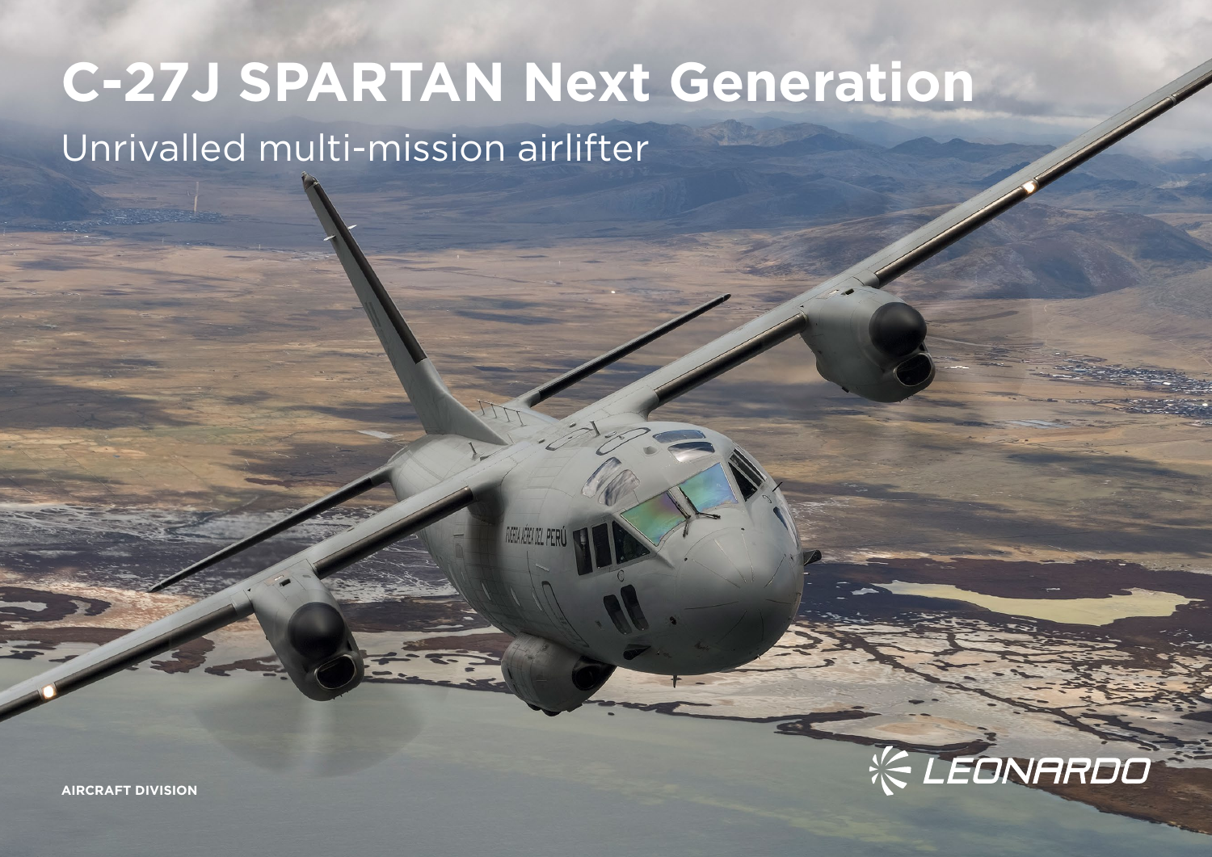# C-27J SPARTAN Next Generation

Unrivalled multi-mission airlifter

LEONARDO

AIRCRAFT DIVISION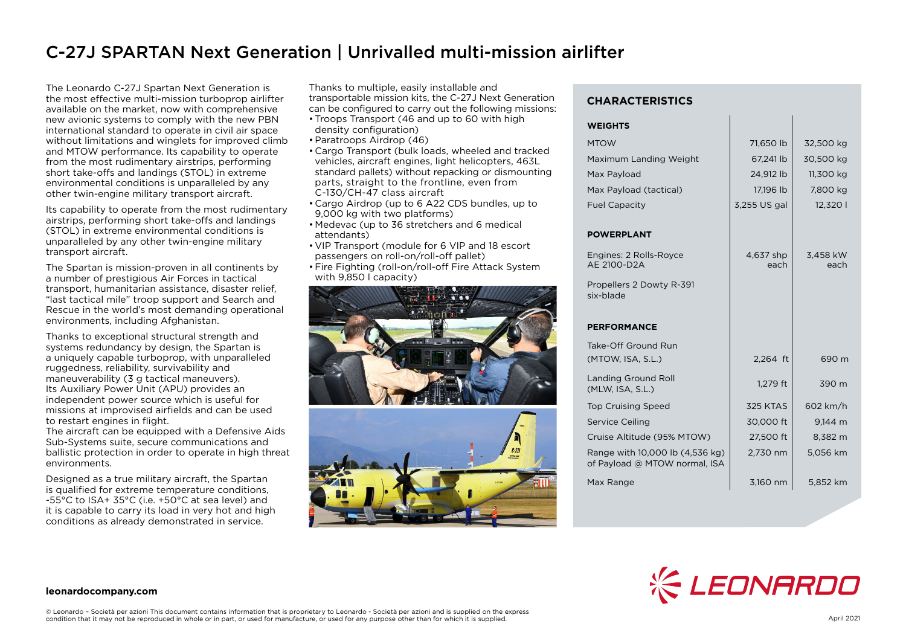# C-27J SPARTAN Next Generation | Unrivalled multi-mission airlifter

The Leonardo C-27J Spartan Next Generation is the most effective multi-mission turboprop airlifter available on the market, now with comprehensive new avionic systems to comply with the new PBN international standard to operate in civil air space without limitations and winglets for improved climb and MTOW performance. Its capability to operate from the most rudimentary airstrips, performing short take-offs and landings (STOL) in extreme environmental conditions is unparalleled by any other twin-engine military transport aircraft.

Its capability to operate from the most rudimentary airstrips, performing short take-offs and landings (STOL) in extreme environmental conditions is unparalleled by any other twin-engine military transport aircraft.

The Spartan is mission-proven in all continents by a number of prestigious Air Forces in tactical transport, humanitarian assistance, disaster relief, "last tactical mile" troop support and Search and Rescue in the world's most demanding operational environments, including Afghanistan.

Thanks to exceptional structural strength and systems redundancy by design, the Spartan is a uniquely capable turboprop, with unparalleled ruggedness, reliability, survivability and maneuverability (3 g tactical maneuvers). Its Auxiliary Power Unit (APU) provides an independent power source which is useful for missions at improvised airfields and can be used to restart engines in flight.
The aircraft can be equipped with a Defensive Aids Sub-Systems suite, secure communications and ballistic protection in order to operate in high threat environments.

Designed as a true military aircraft, the Spartan is qualified for extreme temperature conditions, -55°C to ISA+ 35°C (i.e. +50°C at sea level) and it is capable to carry its load in very hot and high conditions as already demonstrated in service.

Thanks to multiple, easily installable and transportable mission kits, the C-27J Next Generation can be configured to carry out the following missions:

- Troops Transport (46 and up to 60 with high density configuration)
- Paratroops Airdrop (46)
- Cargo Transport (bulk loads, wheeled and tracked vehicles, aircraft engines, light helicopters, 463L standard pallets) without repacking or dismounting parts, straight to the frontline, even from C-130/CH-47 class aircraft
- Cargo Airdrop (up to 6 A22 CDS bundles, up to 9,000 kg with two platforms)
- Medevac (up to 36 stretchers and 6 medical attendants)
- VIP Transport (module for 6 VIP and 18 escort passengers on roll-on/roll-off pallet)
- Fire Fighting (roll-on/roll-off Fire Attack System with 9,850 l capacity)

## CHARACTERISTICS

| | | |
|---|---|---|
| **WEIGHTS** | | |
| MTOW | 71,650 lb | 32,500 kg |
| Maximum Landing Weight | 67,241 lb | 30,500 kg |
| Max Payload | 24,912 lb | 11,300 kg |
| Max Payload (tactical) | 17,196 lb | 7,800 kg |
| Fuel Capacity | 3,255 US gal | 12,320 l |
| **POWERPLANT** | | |
| Engines: 2 Rolls-Royce AE 2100-D2A | 4,637 shp each | 3,458 kW each |
| Propellers 2 Dowty R-391 six-blade | | |
| **PERFORMANCE** | | |
| Take-Off Ground Run (MTOW, ISA, S.L.) | 2,264 ft | 690 m |
| Landing Ground Roll (MLW, ISA, S.L.) | 1,279 ft | 390 m |
| Top Cruising Speed | 325 KTAS | 602 km/h |
| Service Ceiling | 30,000 ft | 9,144 m |
| Cruise Altitude (95% MTOW) | 27,500 ft | 8,382 m |
| Range with 10,000 lb (4,536 kg) of Payload @ MTOW normal, ISA | 2,730 nm | 5,056 km |
| Max Range | 3,160 nm | 5,852 km |

**leonardocompany.com**

© Leonardo – Società per azioni This document contains information that is proprietary to Leonardo - Società per azioni and is supplied on the express condition that it may not be reproduced in whole or in part, or used for manufacture, or used for any purpose other than for which it is supplied.

April 2021